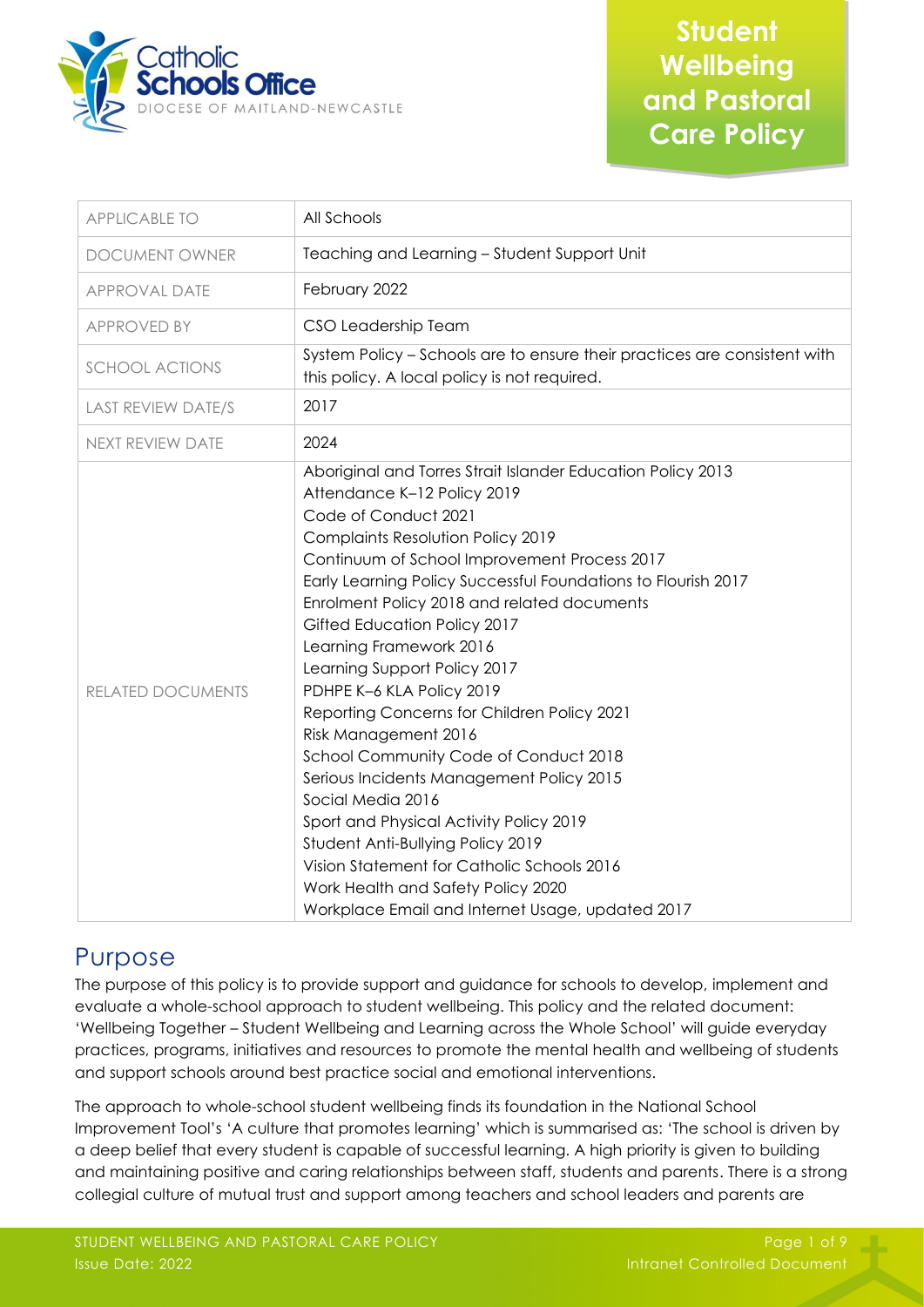# Student Wellbeing and Pastoral Care Policy

| APPLICABLE TO | All Schools |
|---|---|
| DOCUMENT OWNER | Teaching and Learning – Student Support Unit |
| APPROVAL DATE | February 2022 |
| APPROVED BY | CSO Leadership Team |
| SCHOOL ACTIONS | System Policy – Schools are to ensure their practices are consistent with this policy. A local policy is not required. |
| LAST REVIEW DATE/S | 2017 |
| NEXT REVIEW DATE | 2024 |
| RELATED DOCUMENTS | Aboriginal and Torres Strait Islander Education Policy 2013<br>Attendance K–12 Policy 2019<br>Code of Conduct 2021<br>Complaints Resolution Policy 2019<br>Continuum of School Improvement Process 2017<br>Early Learning Policy Successful Foundations to Flourish 2017<br>Enrolment Policy 2018 and related documents<br>Gifted Education Policy 2017<br>Learning Framework 2016<br>Learning Support Policy 2017<br>PDHPE K–6 KLA Policy 2019<br>Reporting Concerns for Children Policy 2021<br>Risk Management 2016<br>School Community Code of Conduct 2018<br>Serious Incidents Management Policy 2015<br>Social Media 2016<br>Sport and Physical Activity Policy 2019<br>Student Anti-Bullying Policy 2019<br>Vision Statement for Catholic Schools 2016<br>Work Health and Safety Policy 2020<br>Workplace Email and Internet Usage, updated 2017 |

## Purpose

The purpose of this policy is to provide support and guidance for schools to develop, implement and evaluate a whole-school approach to student wellbeing. This policy and the related document: 'Wellbeing Together – Student Wellbeing and Learning across the Whole School' will guide everyday practices, programs, initiatives and resources to promote the mental health and wellbeing of students and support schools around best practice social and emotional interventions.

The approach to whole-school student wellbeing finds its foundation in the National School Improvement Tool's 'A culture that promotes learning' which is summarised as: 'The school is driven by a deep belief that every student is capable of successful learning. A high priority is given to building and maintaining positive and caring relationships between staff, students and parents. There is a strong collegial culture of mutual trust and support among teachers and school leaders and parents are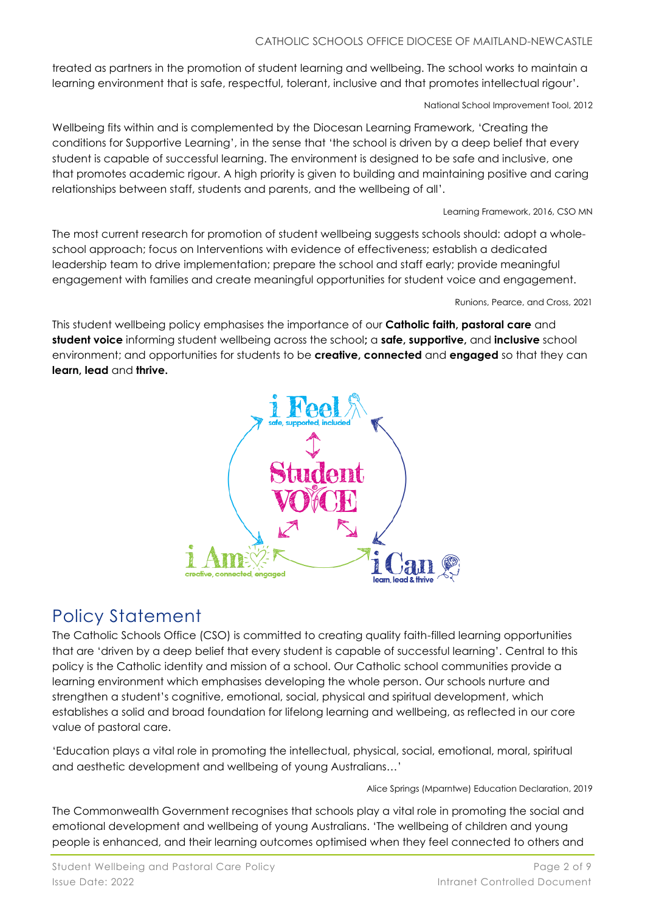treated as partners in the promotion of student learning and wellbeing. The school works to maintain a learning environment that is safe, respectful, tolerant, inclusive and that promotes intellectual rigour'.

National School Improvement Tool, 2012

Wellbeing fits within and is complemented by the Diocesan Learning Framework, 'Creating the conditions for Supportive Learning', in the sense that 'the school is driven by a deep belief that every student is capable of successful learning. The environment is designed to be safe and inclusive, one that promotes academic rigour. A high priority is given to building and maintaining positive and caring relationships between staff, students and parents, and the wellbeing of all'.

Learning Framework, 2016, CSO MN

The most current research for promotion of student wellbeing suggests schools should: adopt a whole-school approach; focus on Interventions with evidence of effectiveness; establish a dedicated leadership team to drive implementation; prepare the school and staff early; provide meaningful engagement with families and create meaningful opportunities for student voice and engagement.

Runions, Pearce, and Cross, 2021

This student wellbeing policy emphasises the importance of our **Catholic faith, pastoral care** and **student voice** informing student wellbeing across the school**;** a **safe, supportive,** and **inclusive** school environment; and opportunities for students to be **creative, connected** and **engaged** so that they can **learn, lead** and **thrive.**

i Feel – safe, supported, included

Student VOICE

i Am – creative, connected, engaged

i Can – learn, lead & thrive

## Policy Statement

The Catholic Schools Office (CSO) is committed to creating quality faith-filled learning opportunities that are 'driven by a deep belief that every student is capable of successful learning'. Central to this policy is the Catholic identity and mission of a school. Our Catholic school communities provide a learning environment which emphasises developing the whole person. Our schools nurture and strengthen a student's cognitive, emotional, social, physical and spiritual development, which establishes a solid and broad foundation for lifelong learning and wellbeing, as reflected in our core value of pastoral care.

'Education plays a vital role in promoting the intellectual, physical, social, emotional, moral, spiritual and aesthetic development and wellbeing of young Australians…'

Alice Springs (Mparntwe) Education Declaration, 2019

The Commonwealth Government recognises that schools play a vital role in promoting the social and emotional development and wellbeing of young Australians. 'The wellbeing of children and young people is enhanced, and their learning outcomes optimised when they feel connected to others and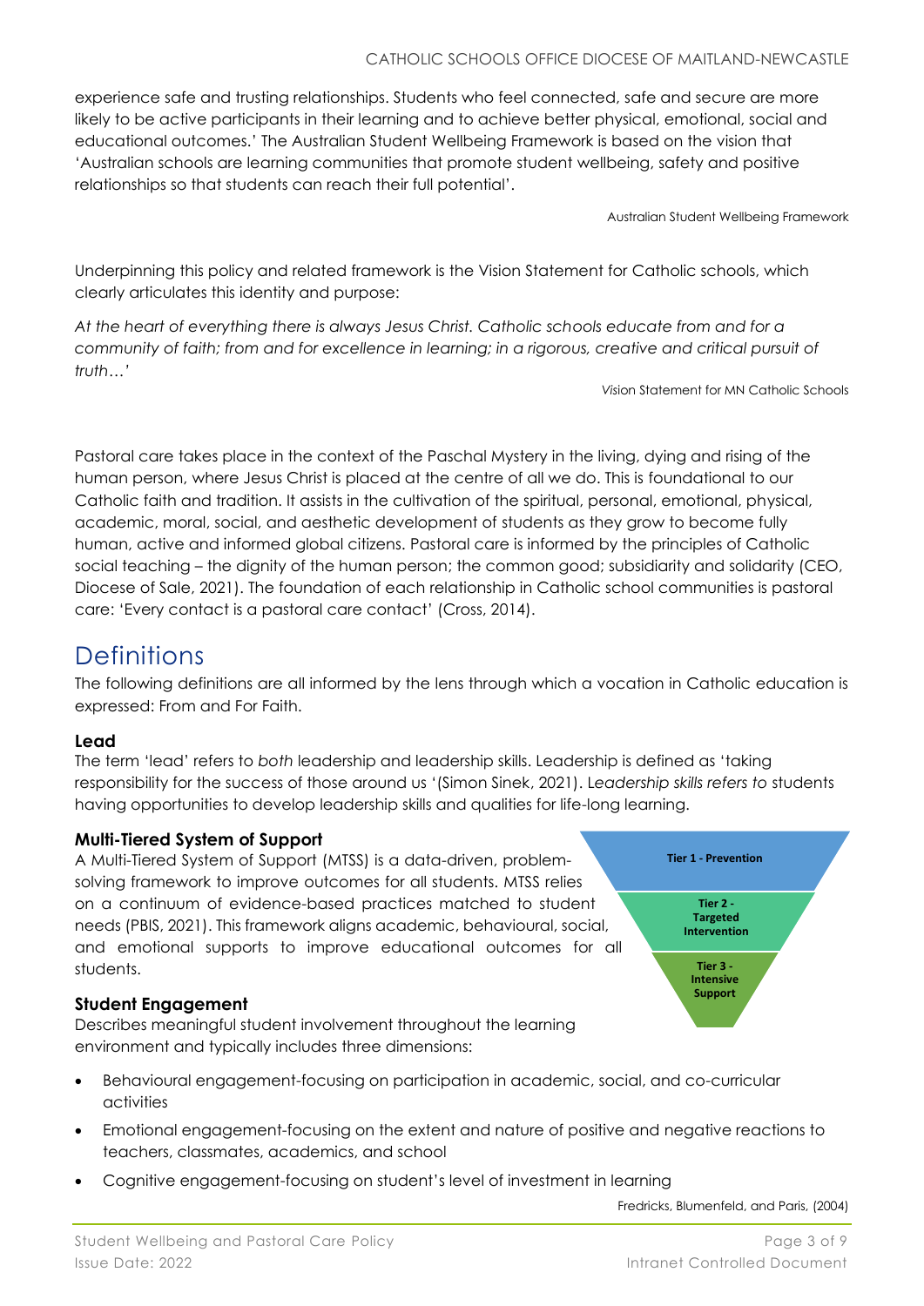experience safe and trusting relationships. Students who feel connected, safe and secure are more likely to be active participants in their learning and to achieve better physical, emotional, social and educational outcomes.' The Australian Student Wellbeing Framework is based on the vision that 'Australian schools are learning communities that promote student wellbeing, safety and positive relationships so that students can reach their full potential'.

Australian Student Wellbeing Framework

Underpinning this policy and related framework is the Vision Statement for Catholic schools, which clearly articulates this identity and purpose:

*At the heart of everything there is always Jesus Christ. Catholic schools educate from and for a community of faith; from and for excellence in learning; in a rigorous, creative and critical pursuit of truth…'*

*Vision Statement for MN Catholic Schools*

Pastoral care takes place in the context of the Paschal Mystery in the living, dying and rising of the human person, where Jesus Christ is placed at the centre of all we do. This is foundational to our Catholic faith and tradition. It assists in the cultivation of the spiritual, personal, emotional, physical, academic, moral, social, and aesthetic development of students as they grow to become fully human, active and informed global citizens. Pastoral care is informed by the principles of Catholic social teaching – the dignity of the human person; the common good; subsidiarity and solidarity (CEO, Diocese of Sale, 2021). The foundation of each relationship in Catholic school communities is pastoral care: 'Every contact is a pastoral care contact' (Cross, 2014).

# Definitions

The following definitions are all informed by the lens through which a vocation in Catholic education is expressed: From and For Faith.

### Lead

The term 'lead' refers to *both* leadership and leadership skills. Leadership is defined as 'taking responsibility for the success of those around us '(Simon Sinek, 2021). L*eadership skills refers to* students having opportunities to develop leadership skills and qualities for life-long learning.

### Multi-Tiered System of Support

A Multi-Tiered System of Support (MTSS) is a data-driven, problem-solving framework to improve outcomes for all students. MTSS relies on a continuum of evidence-based practices matched to student needs (PBIS, 2021). This framework aligns academic, behavioural, social, and emotional supports to improve educational outcomes for all students.

**Tier 1 - Prevention**

**Tier 2 - Targeted Intervention**

**Tier 3 - Intensive Support**

### Student Engagement

Describes meaningful student involvement throughout the learning environment and typically includes three dimensions:

- Behavioural engagement-focusing on participation in academic, social, and co-curricular activities
- Emotional engagement-focusing on the extent and nature of positive and negative reactions to teachers, classmates, academics, and school
- Cognitive engagement-focusing on student's level of investment in learning

Fredricks, Blumenfeld, and Paris, (2004)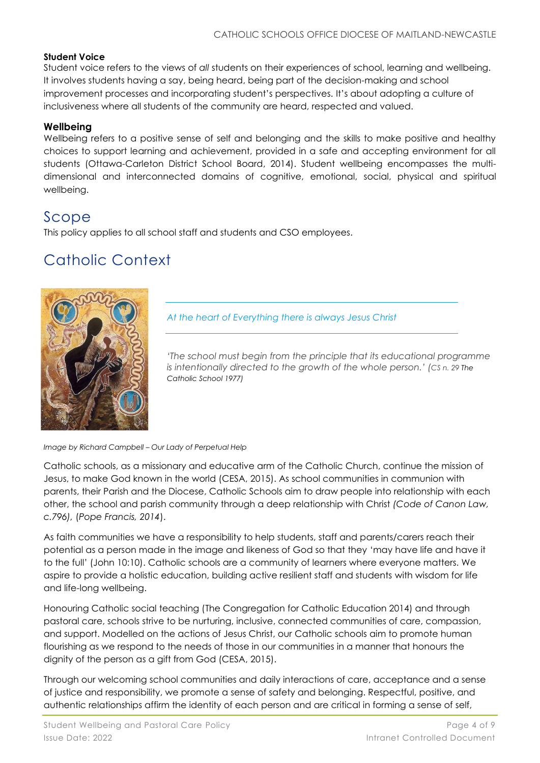**Student Voice**

Student voice refers to the views of *all* students on their experiences of school, learning and wellbeing. It involves students having a say, being heard, being part of the decision-making and school improvement processes and incorporating student's perspectives. It's about adopting a culture of inclusiveness where all students of the community are heard, respected and valued.

**Wellbeing**

Wellbeing refers to a positive sense of self and belonging and the skills to make positive and healthy choices to support learning and achievement, provided in a safe and accepting environment for all students (Ottawa-Carleton District School Board, 2014). Student wellbeing encompasses the multi-dimensional and interconnected domains of cognitive, emotional, social, physical and spiritual wellbeing.

# Scope

This policy applies to all school staff and students and CSO employees.

# Catholic Context

*At the heart of Everything there is always Jesus Christ*

*'The school must begin from the principle that its educational programme is intentionally directed to the growth of the whole person.' (CS n. 29 The Catholic School 1977)*

*Image by Richard Campbell – Our Lady of Perpetual Help*

Catholic schools, as a missionary and educative arm of the Catholic Church, continue the mission of Jesus, to make God known in the world (CESA, 2015). As school communities in communion with parents, their Parish and the Diocese, Catholic Schools aim to draw people into relationship with each other, the school and parish community through a deep relationship with Christ *(Code of Canon Law, c.796)*, (*Pope Francis, 2014*).

As faith communities we have a responsibility to help students, staff and parents/carers reach their potential as a person made in the image and likeness of God so that they 'may have life and have it to the full' (John 10:10). Catholic schools are a community of learners where everyone matters. We aspire to provide a holistic education, building active resilient staff and students with wisdom for life and life-long wellbeing.

Honouring Catholic social teaching (The Congregation for Catholic Education 2014) and through pastoral care, schools strive to be nurturing, inclusive, connected communities of care, compassion, and support. Modelled on the actions of Jesus Christ, our Catholic schools aim to promote human flourishing as we respond to the needs of those in our communities in a manner that honours the dignity of the person as a gift from God (CESA, 2015).

Through our welcoming school communities and daily interactions of care, acceptance and a sense of justice and responsibility, we promote a sense of safety and belonging. Respectful, positive, and authentic relationships affirm the identity of each person and are critical in forming a sense of self,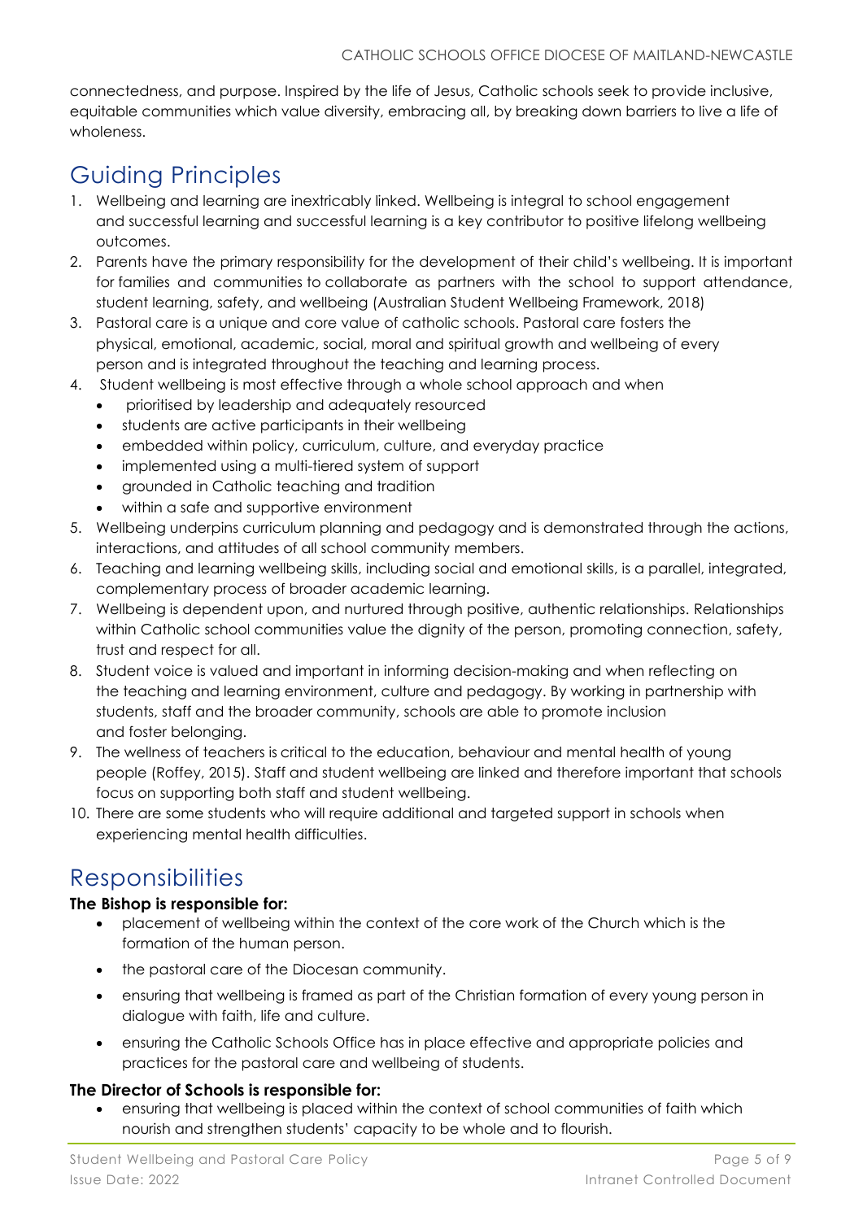connectedness, and purpose. Inspired by the life of Jesus, Catholic schools seek to provide inclusive, equitable communities which value diversity, embracing all, by breaking down barriers to live a life of wholeness.

## Guiding Principles

1. Wellbeing and learning are inextricably linked. Wellbeing is integral to school engagement and successful learning and successful learning is a key contributor to positive lifelong wellbeing outcomes.
2. Parents have the primary responsibility for the development of their child's wellbeing. It is important for families and communities to collaborate as partners with the school to support attendance, student learning, safety, and wellbeing (Australian Student Wellbeing Framework, 2018)
3. Pastoral care is a unique and core value of catholic schools. Pastoral care fosters the physical, emotional, academic, social, moral and spiritual growth and wellbeing of every person and is integrated throughout the teaching and learning process.
4. Student wellbeing is most effective through a whole school approach and when
   - prioritised by leadership and adequately resourced
   - students are active participants in their wellbeing
   - embedded within policy, curriculum, culture, and everyday practice
   - implemented using a multi-tiered system of support
   - grounded in Catholic teaching and tradition
   - within a safe and supportive environment
5. Wellbeing underpins curriculum planning and pedagogy and is demonstrated through the actions, interactions, and attitudes of all school community members.
6. Teaching and learning wellbeing skills, including social and emotional skills, is a parallel, integrated, complementary process of broader academic learning.
7. Wellbeing is dependent upon, and nurtured through positive, authentic relationships. Relationships within Catholic school communities value the dignity of the person, promoting connection, safety, trust and respect for all.
8. Student voice is valued and important in informing decision-making and when reflecting on the teaching and learning environment, culture and pedagogy. By working in partnership with students, staff and the broader community, schools are able to promote inclusion and foster belonging.
9. The wellness of teachers is critical to the education, behaviour and mental health of young people (Roffey, 2015). Staff and student wellbeing are linked and therefore important that schools focus on supporting both staff and student wellbeing.
10. There are some students who will require additional and targeted support in schools when experiencing mental health difficulties.

## Responsibilities

**The Bishop is responsible for:**

- placement of wellbeing within the context of the core work of the Church which is the formation of the human person.
- the pastoral care of the Diocesan community.
- ensuring that wellbeing is framed as part of the Christian formation of every young person in dialogue with faith, life and culture.
- ensuring the Catholic Schools Office has in place effective and appropriate policies and practices for the pastoral care and wellbeing of students.

**The Director of Schools is responsible for:**

- ensuring that wellbeing is placed within the context of school communities of faith which nourish and strengthen students' capacity to be whole and to flourish.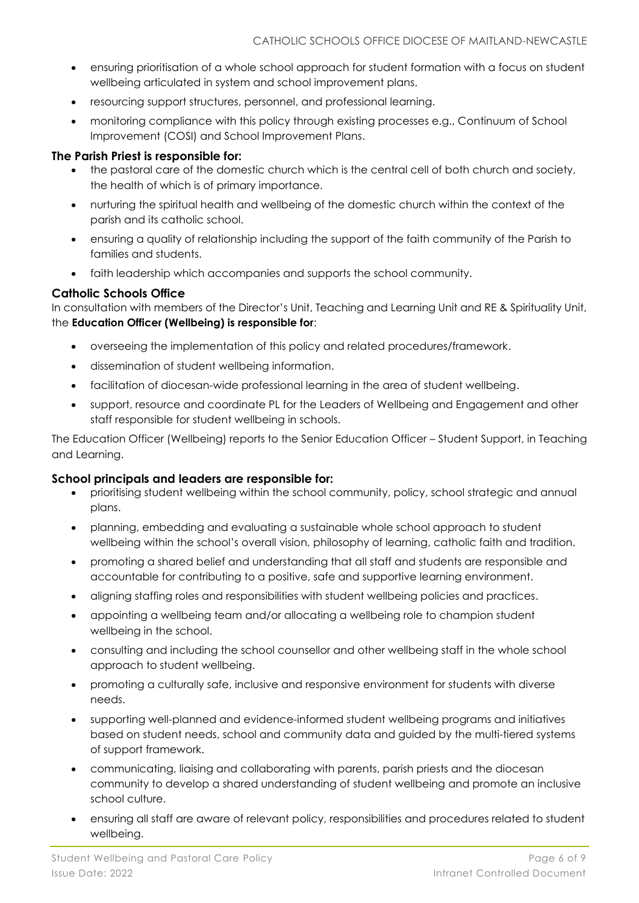- ensuring prioritisation of a whole school approach for student formation with a focus on student wellbeing articulated in system and school improvement plans.
- resourcing support structures, personnel, and professional learning.
- monitoring compliance with this policy through existing processes e.g., Continuum of School Improvement (COSI) and School Improvement Plans.

**The Parish Priest is responsible for:**

- the pastoral care of the domestic church which is the central cell of both church and society, the health of which is of primary importance.
- nurturing the spiritual health and wellbeing of the domestic church within the context of the parish and its catholic school.
- ensuring a quality of relationship including the support of the faith community of the Parish to families and students.
- faith leadership which accompanies and supports the school community.

**Catholic Schools Office**

In consultation with members of the Director's Unit, Teaching and Learning Unit and RE & Spirituality Unit, the **Education Officer (Wellbeing) is responsible for**:

- overseeing the implementation of this policy and related procedures/framework.
- dissemination of student wellbeing information.
- facilitation of diocesan-wide professional learning in the area of student wellbeing.
- support, resource and coordinate PL for the Leaders of Wellbeing and Engagement and other staff responsible for student wellbeing in schools.

The Education Officer (Wellbeing) reports to the Senior Education Officer – Student Support, in Teaching and Learning.

**School principals and leaders are responsible for:**

- prioritising student wellbeing within the school community, policy, school strategic and annual plans.
- planning, embedding and evaluating a sustainable whole school approach to student wellbeing within the school's overall vision, philosophy of learning, catholic faith and tradition.
- promoting a shared belief and understanding that all staff and students are responsible and accountable for contributing to a positive, safe and supportive learning environment.
- aligning staffing roles and responsibilities with student wellbeing policies and practices.
- appointing a wellbeing team and/or allocating a wellbeing role to champion student wellbeing in the school.
- consulting and including the school counsellor and other wellbeing staff in the whole school approach to student wellbeing.
- promoting a culturally safe, inclusive and responsive environment for students with diverse needs.
- supporting well-planned and evidence-informed student wellbeing programs and initiatives based on student needs, school and community data and guided by the multi-tiered systems of support framework.
- communicating, liaising and collaborating with parents, parish priests and the diocesan community to develop a shared understanding of student wellbeing and promote an inclusive school culture.
- ensuring all staff are aware of relevant policy, responsibilities and procedures related to student wellbeing.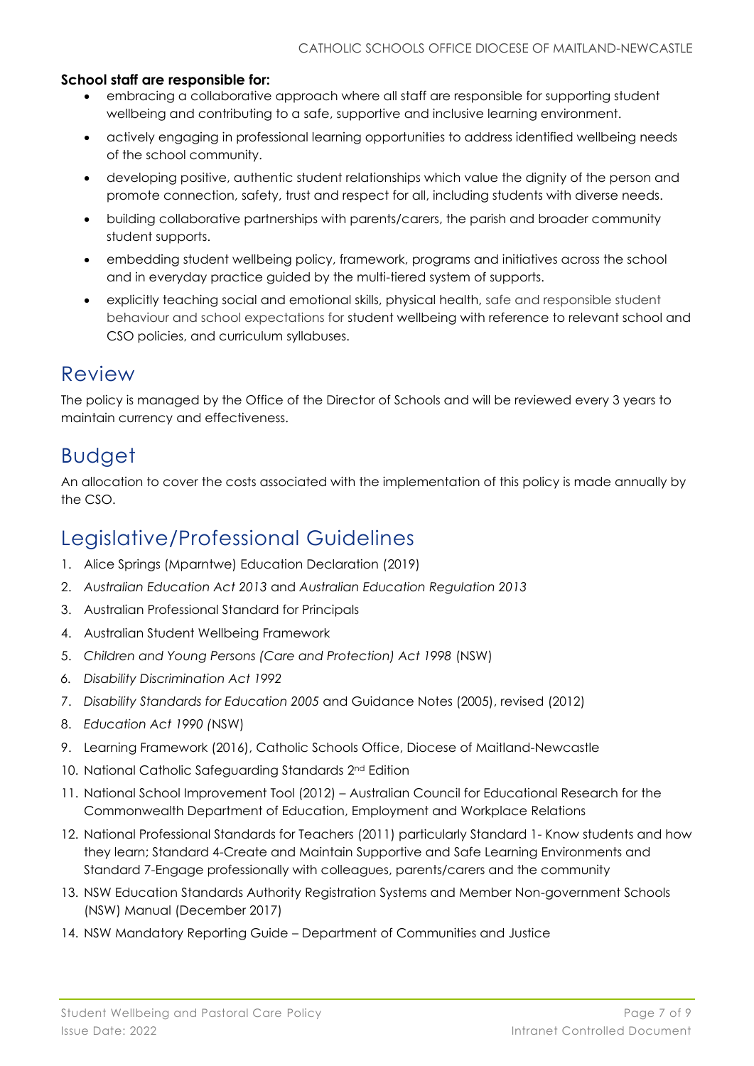**School staff are responsible for:**

- embracing a collaborative approach where all staff are responsible for supporting student wellbeing and contributing to a safe, supportive and inclusive learning environment.
- actively engaging in professional learning opportunities to address identified wellbeing needs of the school community.
- developing positive, authentic student relationships which value the dignity of the person and promote connection, safety, trust and respect for all, including students with diverse needs.
- building collaborative partnerships with parents/carers, the parish and broader community student supports.
- embedding student wellbeing policy, framework, programs and initiatives across the school and in everyday practice guided by the multi-tiered system of supports.
- explicitly teaching social and emotional skills, physical health, safe and responsible student behaviour and school expectations for student wellbeing with reference to relevant school and CSO policies, and curriculum syllabuses.

## Review

The policy is managed by the Office of the Director of Schools and will be reviewed every 3 years to maintain currency and effectiveness.

## Budget

An allocation to cover the costs associated with the implementation of this policy is made annually by the CSO.

## Legislative/Professional Guidelines

1. Alice Springs (Mparntwe) Education Declaration (2019)
2. *Australian Education Act 2013* and *Australian Education Regulation 2013*
3. Australian Professional Standard for Principals
4. Australian Student Wellbeing Framework
5. *Children and Young Persons (Care and Protection) Act 1998* (NSW)
6. *Disability Discrimination Act 1992*
7. *Disability Standards for Education 2005* and Guidance Notes (2005), revised (2012)
8. *Education Act 1990 (*NSW)
9. Learning Framework (2016), Catholic Schools Office, Diocese of Maitland-Newcastle
10. National Catholic Safeguarding Standards 2nd Edition
11. National School Improvement Tool (2012) – Australian Council for Educational Research for the Commonwealth Department of Education, Employment and Workplace Relations
12. National Professional Standards for Teachers (2011) particularly Standard 1- Know students and how they learn; Standard 4-Create and Maintain Supportive and Safe Learning Environments and Standard 7-Engage professionally with colleagues, parents/carers and the community
13. NSW Education Standards Authority Registration Systems and Member Non-government Schools (NSW) Manual (December 2017)
14. NSW Mandatory Reporting Guide – Department of Communities and Justice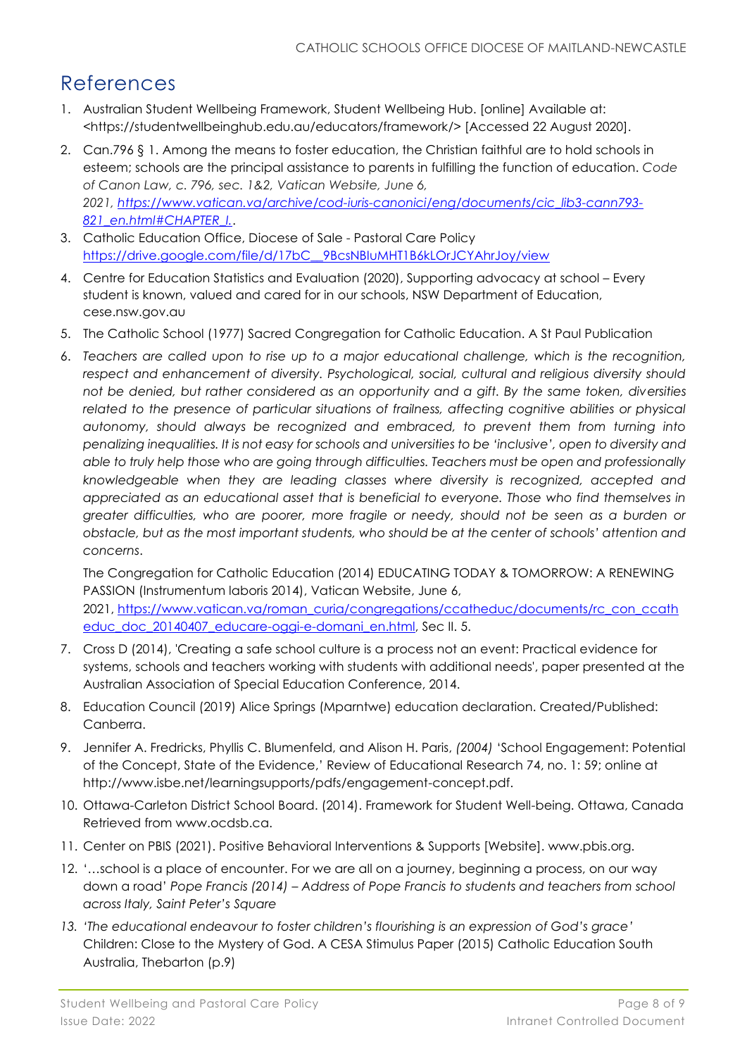# References

1. Australian Student Wellbeing Framework, Student Wellbeing Hub. [online] Available at: <https://studentwellbeinghub.edu.au/educators/framework/> [Accessed 22 August 2020].
2. Can.796 § 1. Among the means to foster education, the Christian faithful are to hold schools in esteem; schools are the principal assistance to parents in fulfilling the function of education. *Code of Canon Law, c. 796, sec. 1&2, Vatican Website, June 6, 2021, https://www.vatican.va/archive/cod-iuris-canonici/eng/documents/cic_lib3-cann793-821_en.html#CHAPTER_I.*.
3. Catholic Education Office, Diocese of Sale - Pastoral Care Policy https://drive.google.com/file/d/17bC__9BcsNBIuMHT1B6kLOrJCYAhrJoy/view
4. Centre for Education Statistics and Evaluation (2020), Supporting advocacy at school – Every student is known, valued and cared for in our schools, NSW Department of Education, cese.nsw.gov.au
5. The Catholic School (1977) Sacred Congregation for Catholic Education. A St Paul Publication
6. *Teachers are called upon to rise up to a major educational challenge, which is the recognition, respect and enhancement of diversity. Psychological, social, cultural and religious diversity should not be denied, but rather considered as an opportunity and a gift. By the same token, diversities related to the presence of particular situations of frailness, affecting cognitive abilities or physical autonomy, should always be recognized and embraced, to prevent them from turning into penalizing inequalities. It is not easy for schools and universities to be 'inclusive', open to diversity and able to truly help those who are going through difficulties. Teachers must be open and professionally knowledgeable when they are leading classes where diversity is recognized, accepted and appreciated as an educational asset that is beneficial to everyone. Those who find themselves in greater difficulties, who are poorer, more fragile or needy, should not be seen as a burden or obstacle, but as the most important students, who should be at the center of schools' attention and concerns.*

   The Congregation for Catholic Education (2014) EDUCATING TODAY & TOMORROW: A RENEWING PASSION (Instrumentum laboris 2014), Vatican Website, June 6, 2021, https://www.vatican.va/roman_curia/congregations/ccatheduc/documents/rc_con_ccatheduc_doc_20140407_educare-oggi-e-domani_en.html, Sec II. 5.
7. Cross D (2014), 'Creating a safe school culture is a process not an event: Practical evidence for systems, schools and teachers working with students with additional needs', paper presented at the Australian Association of Special Education Conference, 2014.
8. Education Council (2019) Alice Springs (Mparntwe) education declaration. Created/Published: Canberra.
9. Jennifer A. Fredricks, Phyllis C. Blumenfeld, and Alison H. Paris, *(2004)* 'School Engagement: Potential of the Concept, State of the Evidence,' Review of Educational Research 74, no. 1: 59; online at http://www.isbe.net/learningsupports/pdfs/engagement-concept.pdf.
10. Ottawa-Carleton District School Board. (2014). Framework for Student Well-being. Ottawa, Canada Retrieved from www.ocdsb.ca.
11. Center on PBIS (2021). Positive Behavioral Interventions & Supports [Website]. www.pbis.org.
12. '…school is a place of encounter. For we are all on a journey, beginning a process, on our way down a road' *Pope Francis (2014) – Address of Pope Francis to students and teachers from school across Italy, Saint Peter's Square*
13. *'The educational endeavour to foster children's flourishing is an expression of God's grace'* Children: Close to the Mystery of God. A CESA Stimulus Paper (2015) Catholic Education South Australia, Thebarton (p.9)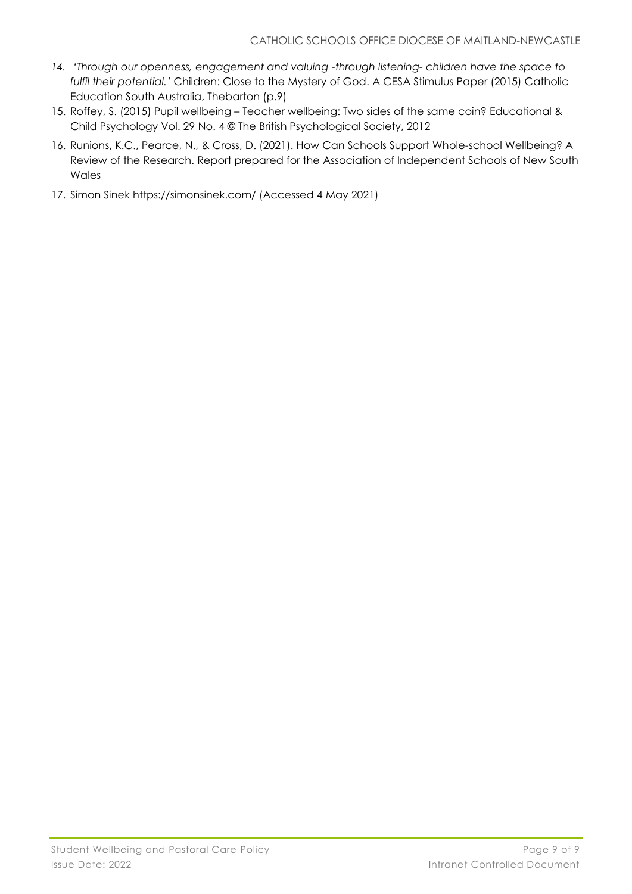14. *'Through our openness, engagement and valuing -through listening- children have the space to fulfil their potential.'* Children: Close to the Mystery of God. A CESA Stimulus Paper (2015) Catholic Education South Australia, Thebarton (p.9)
15. Roffey, S. (2015) Pupil wellbeing – Teacher wellbeing: Two sides of the same coin? Educational & Child Psychology Vol. 29 No. 4 © The British Psychological Society, 2012
16. Runions, K.C., Pearce, N., & Cross, D. (2021). How Can Schools Support Whole-school Wellbeing? A Review of the Research. Report prepared for the Association of Independent Schools of New South Wales
17. Simon Sinek https://simonsinek.com/ (Accessed 4 May 2021)